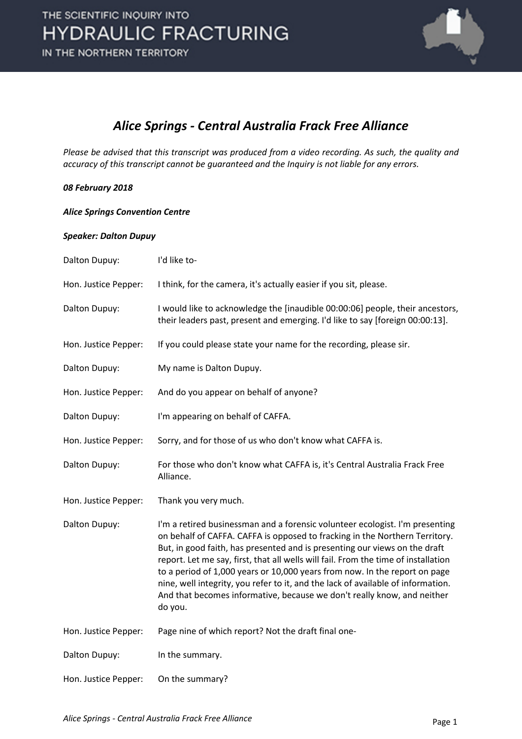# Alice Springs - Central Australia Frack Free Alliance

*Please be advised that this transcript was produced from a video recording. As such, the quality and accuracy of this transcript cannot be guaranteed and the Inquiry is not liable for any errors.*

***08 February 2018***

***Alice Springs Convention Centre***

***Speaker: Dalton Dupuy***

| | |
|---|---|
| Dalton Dupuy: | I'd like to- |
| Hon. Justice Pepper: | I think, for the camera, it's actually easier if you sit, please. |
| Dalton Dupuy: | I would like to acknowledge the [inaudible 00:00:06] people, their ancestors, their leaders past, present and emerging. I'd like to say [foreign 00:00:13]. |
| Hon. Justice Pepper: | If you could please state your name for the recording, please sir. |
| Dalton Dupuy: | My name is Dalton Dupuy. |
| Hon. Justice Pepper: | And do you appear on behalf of anyone? |
| Dalton Dupuy: | I'm appearing on behalf of CAFFA. |
| Hon. Justice Pepper: | Sorry, and for those of us who don't know what CAFFA is. |
| Dalton Dupuy: | For those who don't know what CAFFA is, it's Central Australia Frack Free Alliance. |
| Hon. Justice Pepper: | Thank you very much. |
| Dalton Dupuy: | I'm a retired businessman and a forensic volunteer ecologist. I'm presenting on behalf of CAFFA. CAFFA is opposed to fracking in the Northern Territory. But, in good faith, has presented and is presenting our views on the draft report. Let me say, first, that all wells will fail. From the time of installation to a period of 1,000 years or 10,000 years from now. In the report on page nine, well integrity, you refer to it, and the lack of available of information. And that becomes informative, because we don't really know, and neither do you. |
| Hon. Justice Pepper: | Page nine of which report? Not the draft final one- |
| Dalton Dupuy: | In the summary. |
| Hon. Justice Pepper: | On the summary? |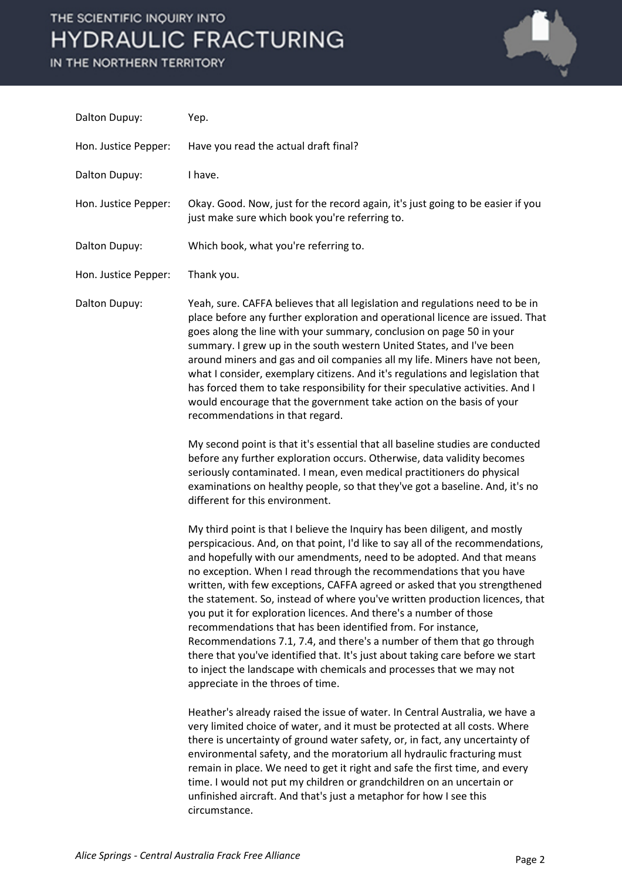Dalton Dupuy: Yep.

Hon. Justice Pepper: Have you read the actual draft final?

Dalton Dupuy: I have.

Hon. Justice Pepper: Okay. Good. Now, just for the record again, it's just going to be easier if you just make sure which book you're referring to.

Dalton Dupuy: Which book, what you're referring to.

Hon. Justice Pepper: Thank you.

Dalton Dupuy: Yeah, sure. CAFFA believes that all legislation and regulations need to be in place before any further exploration and operational licence are issued. That goes along the line with your summary, conclusion on page 50 in your summary. I grew up in the south western United States, and I've been around miners and gas and oil companies all my life. Miners have not been, what I consider, exemplary citizens. And it's regulations and legislation that has forced them to take responsibility for their speculative activities. And I would encourage that the government take action on the basis of your recommendations in that regard.

My second point is that it's essential that all baseline studies are conducted before any further exploration occurs. Otherwise, data validity becomes seriously contaminated. I mean, even medical practitioners do physical examinations on healthy people, so that they've got a baseline. And, it's no different for this environment.

My third point is that I believe the Inquiry has been diligent, and mostly perspicacious. And, on that point, I'd like to say all of the recommendations, and hopefully with our amendments, need to be adopted. And that means no exception. When I read through the recommendations that you have written, with few exceptions, CAFFA agreed or asked that you strengthened the statement. So, instead of where you've written production licences, that you put it for exploration licences. And there's a number of those recommendations that has been identified from. For instance, Recommendations 7.1, 7.4, and there's a number of them that go through there that you've identified that. It's just about taking care before we start to inject the landscape with chemicals and processes that we may not appreciate in the throes of time.

Heather's already raised the issue of water. In Central Australia, we have a very limited choice of water, and it must be protected at all costs. Where there is uncertainty of ground water safety, or, in fact, any uncertainty of environmental safety, and the moratorium all hydraulic fracturing must remain in place. We need to get it right and safe the first time, and every time. I would not put my children or grandchildren on an uncertain or unfinished aircraft. And that's just a metaphor for how I see this circumstance.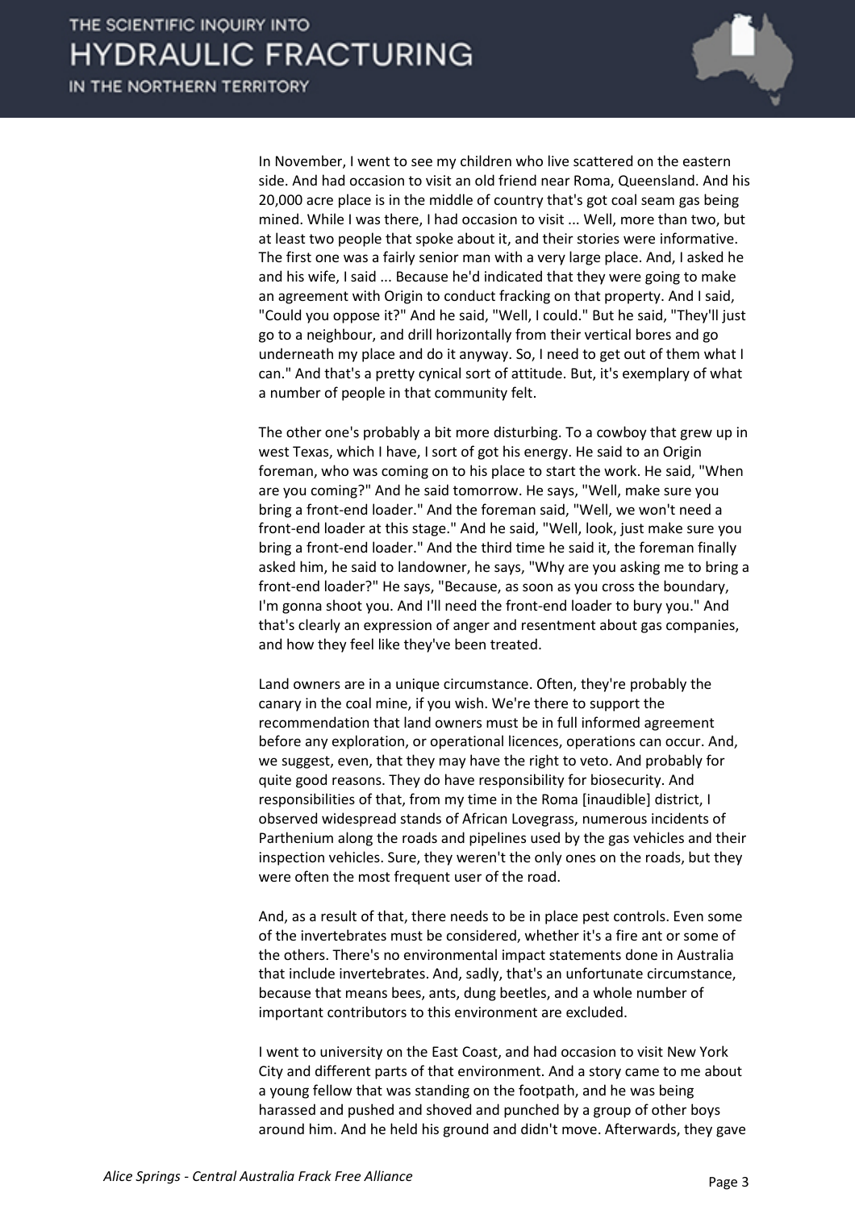In November, I went to see my children who live scattered on the eastern side. And had occasion to visit an old friend near Roma, Queensland. And his 20,000 acre place is in the middle of country that's got coal seam gas being mined. While I was there, I had occasion to visit ... Well, more than two, but at least two people that spoke about it, and their stories were informative. The first one was a fairly senior man with a very large place. And, I asked he and his wife, I said ... Because he'd indicated that they were going to make an agreement with Origin to conduct fracking on that property. And I said, "Could you oppose it?" And he said, "Well, I could." But he said, "They'll just go to a neighbour, and drill horizontally from their vertical bores and go underneath my place and do it anyway. So, I need to get out of them what I can." And that's a pretty cynical sort of attitude. But, it's exemplary of what a number of people in that community felt.

The other one's probably a bit more disturbing. To a cowboy that grew up in west Texas, which I have, I sort of got his energy. He said to an Origin foreman, who was coming on to his place to start the work. He said, "When are you coming?" And he said tomorrow. He says, "Well, make sure you bring a front-end loader." And the foreman said, "Well, we won't need a front-end loader at this stage." And he said, "Well, look, just make sure you bring a front-end loader." And the third time he said it, the foreman finally asked him, he said to landowner, he says, "Why are you asking me to bring a front-end loader?" He says, "Because, as soon as you cross the boundary, I'm gonna shoot you. And I'll need the front-end loader to bury you." And that's clearly an expression of anger and resentment about gas companies, and how they feel like they've been treated.

Land owners are in a unique circumstance. Often, they're probably the canary in the coal mine, if you wish. We're there to support the recommendation that land owners must be in full informed agreement before any exploration, or operational licences, operations can occur. And, we suggest, even, that they may have the right to veto. And probably for quite good reasons. They do have responsibility for biosecurity. And responsibilities of that, from my time in the Roma [inaudible] district, I observed widespread stands of African Lovegrass, numerous incidents of Parthenium along the roads and pipelines used by the gas vehicles and their inspection vehicles. Sure, they weren't the only ones on the roads, but they were often the most frequent user of the road.

And, as a result of that, there needs to be in place pest controls. Even some of the invertebrates must be considered, whether it's a fire ant or some of the others. There's no environmental impact statements done in Australia that include invertebrates. And, sadly, that's an unfortunate circumstance, because that means bees, ants, dung beetles, and a whole number of important contributors to this environment are excluded.

I went to university on the East Coast, and had occasion to visit New York City and different parts of that environment. And a story came to me about a young fellow that was standing on the footpath, and he was being harassed and pushed and shoved and punched by a group of other boys around him. And he held his ground and didn't move. Afterwards, they gave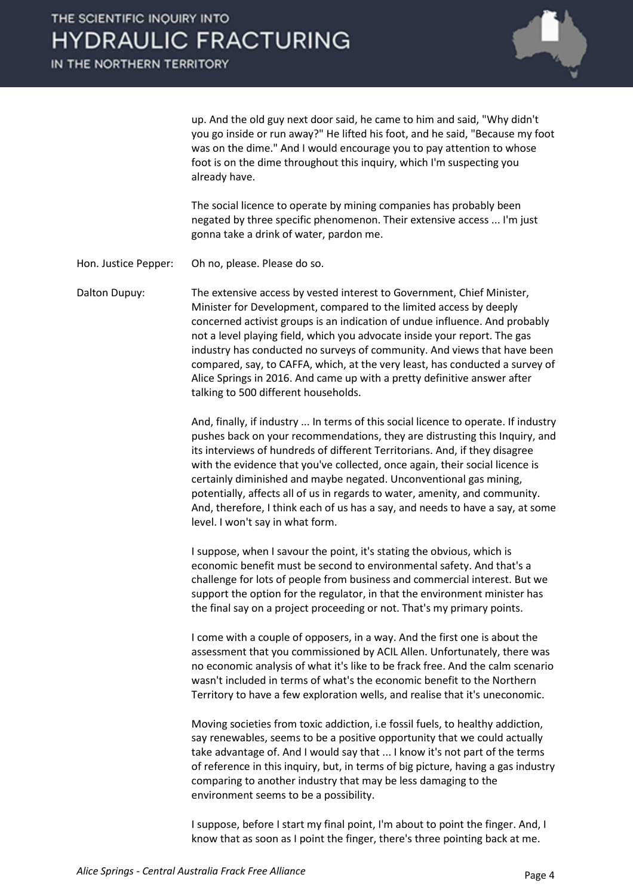up. And the old guy next door said, he came to him and said, "Why didn't you go inside or run away?" He lifted his foot, and he said, "Because my foot was on the dime." And I would encourage you to pay attention to whose foot is on the dime throughout this inquiry, which I'm suspecting you already have.

The social licence to operate by mining companies has probably been negated by three specific phenomenon. Their extensive access ... I'm just gonna take a drink of water, pardon me.

Hon. Justice Pepper: Oh no, please. Please do so.

Dalton Dupuy: The extensive access by vested interest to Government, Chief Minister, Minister for Development, compared to the limited access by deeply concerned activist groups is an indication of undue influence. And probably not a level playing field, which you advocate inside your report. The gas industry has conducted no surveys of community. And views that have been compared, say, to CAFFA, which, at the very least, has conducted a survey of Alice Springs in 2016. And came up with a pretty definitive answer after talking to 500 different households.

And, finally, if industry ... In terms of this social licence to operate. If industry pushes back on your recommendations, they are distrusting this Inquiry, and its interviews of hundreds of different Territorians. And, if they disagree with the evidence that you've collected, once again, their social licence is certainly diminished and maybe negated. Unconventional gas mining, potentially, affects all of us in regards to water, amenity, and community. And, therefore, I think each of us has a say, and needs to have a say, at some level. I won't say in what form.

I suppose, when I savour the point, it's stating the obvious, which is economic benefit must be second to environmental safety. And that's a challenge for lots of people from business and commercial interest. But we support the option for the regulator, in that the environment minister has the final say on a project proceeding or not. That's my primary points.

I come with a couple of opposers, in a way. And the first one is about the assessment that you commissioned by ACIL Allen. Unfortunately, there was no economic analysis of what it's like to be frack free. And the calm scenario wasn't included in terms of what's the economic benefit to the Northern Territory to have a few exploration wells, and realise that it's uneconomic.

Moving societies from toxic addiction, i.e fossil fuels, to healthy addiction, say renewables, seems to be a positive opportunity that we could actually take advantage of. And I would say that ... I know it's not part of the terms of reference in this inquiry, but, in terms of big picture, having a gas industry comparing to another industry that may be less damaging to the environment seems to be a possibility.

I suppose, before I start my final point, I'm about to point the finger. And, I know that as soon as I point the finger, there's three pointing back at me.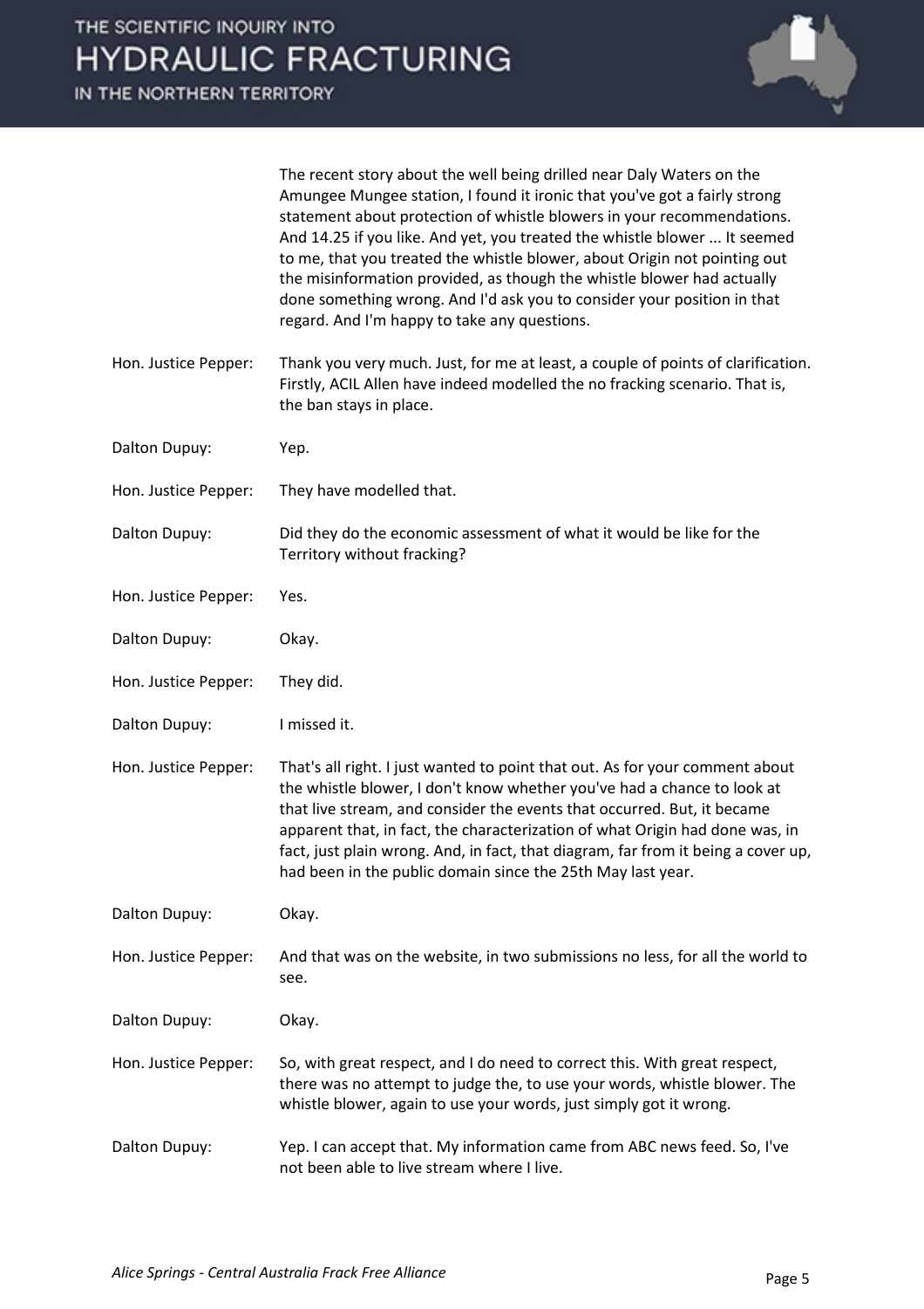The recent story about the well being drilled near Daly Waters on the Amungee Mungee station, I found it ironic that you've got a fairly strong statement about protection of whistle blowers in your recommendations. And 14.25 if you like. And yet, you treated the whistle blower ... It seemed to me, that you treated the whistle blower, about Origin not pointing out the misinformation provided, as though the whistle blower had actually done something wrong. And I'd ask you to consider your position in that regard. And I'm happy to take any questions.

Hon. Justice Pepper: Thank you very much. Just, for me at least, a couple of points of clarification. Firstly, ACIL Allen have indeed modelled the no fracking scenario. That is, the ban stays in place.

Dalton Dupuy: Yep.

Hon. Justice Pepper: They have modelled that.

Dalton Dupuy: Did they do the economic assessment of what it would be like for the Territory without fracking?

Hon. Justice Pepper: Yes.

Dalton Dupuy: Okay.

Hon. Justice Pepper: They did.

Dalton Dupuy: I missed it.

Hon. Justice Pepper: That's all right. I just wanted to point that out. As for your comment about the whistle blower, I don't know whether you've had a chance to look at that live stream, and consider the events that occurred. But, it became apparent that, in fact, the characterization of what Origin had done was, in fact, just plain wrong. And, in fact, that diagram, far from it being a cover up, had been in the public domain since the 25th May last year.

Dalton Dupuy: Okay.

Hon. Justice Pepper: And that was on the website, in two submissions no less, for all the world to see.

Dalton Dupuy: Okay.

Hon. Justice Pepper: So, with great respect, and I do need to correct this. With great respect, there was no attempt to judge the, to use your words, whistle blower. The whistle blower, again to use your words, just simply got it wrong.

Dalton Dupuy: Yep. I can accept that. My information came from ABC news feed. So, I've not been able to live stream where I live.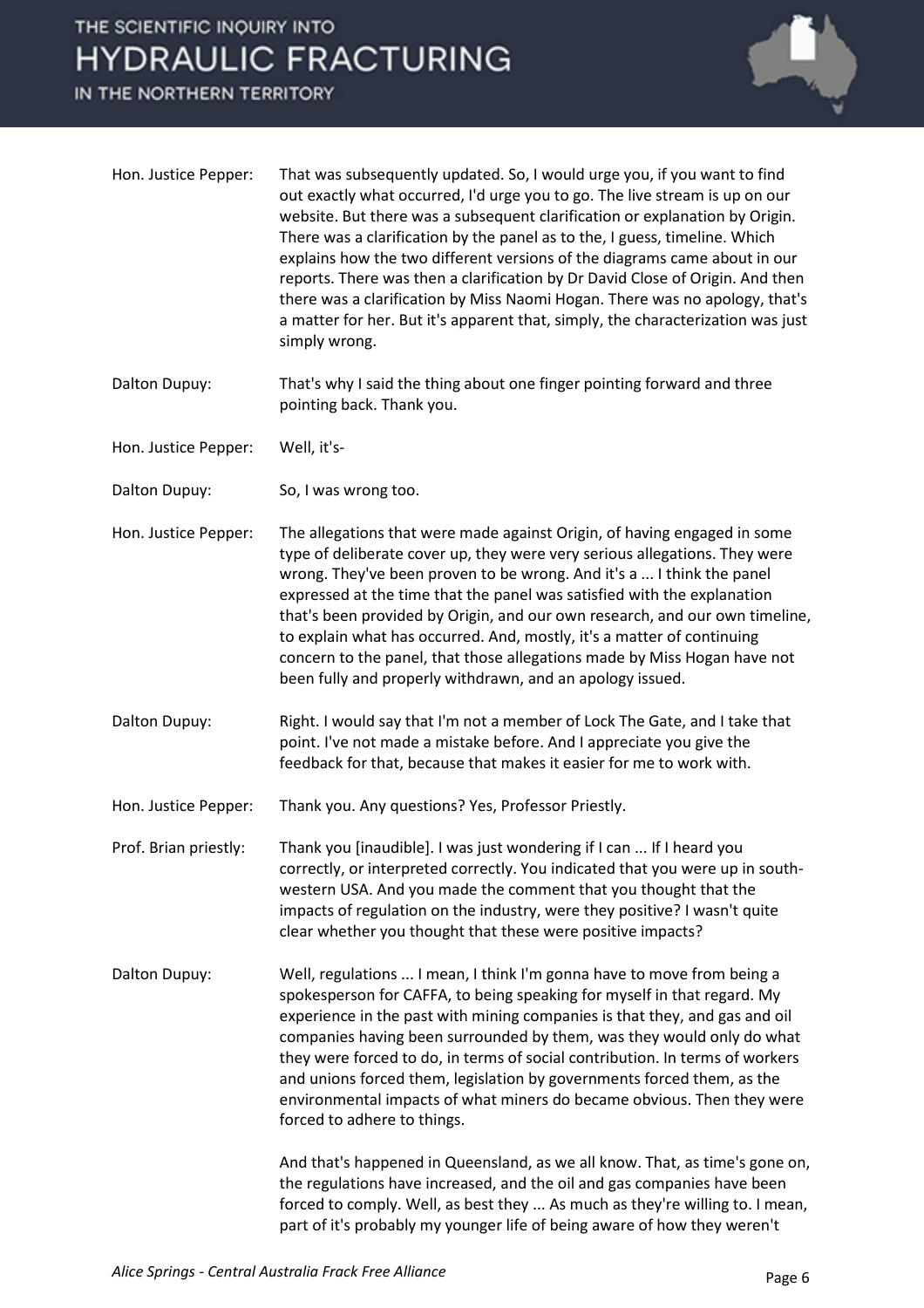**Hon. Justice Pepper:** That was subsequently updated. So, I would urge you, if you want to find out exactly what occurred, I'd urge you to go. The live stream is up on our website. But there was a subsequent clarification or explanation by Origin. There was a clarification by the panel as to the, I guess, timeline. Which explains how the two different versions of the diagrams came about in our reports. There was then a clarification by Dr David Close of Origin. And then there was a clarification by Miss Naomi Hogan. There was no apology, that's a matter for her. But it's apparent that, simply, the characterization was just simply wrong.

**Dalton Dupuy:** That's why I said the thing about one finger pointing forward and three pointing back. Thank you.

**Hon. Justice Pepper:** Well, it's-

**Dalton Dupuy:** So, I was wrong too.

**Hon. Justice Pepper:** The allegations that were made against Origin, of having engaged in some type of deliberate cover up, they were very serious allegations. They were wrong. They've been proven to be wrong. And it's a ... I think the panel expressed at the time that the panel was satisfied with the explanation that's been provided by Origin, and our own research, and our own timeline, to explain what has occurred. And, mostly, it's a matter of continuing concern to the panel, that those allegations made by Miss Hogan have not been fully and properly withdrawn, and an apology issued.

**Dalton Dupuy:** Right. I would say that I'm not a member of Lock The Gate, and I take that point. I've not made a mistake before. And I appreciate you give the feedback for that, because that makes it easier for me to work with.

**Hon. Justice Pepper:** Thank you. Any questions? Yes, Professor Priestly.

**Prof. Brian priestly:** Thank you [inaudible]. I was just wondering if I can ... If I heard you correctly, or interpreted correctly. You indicated that you were up in south-western USA. And you made the comment that you thought that the impacts of regulation on the industry, were they positive? I wasn't quite clear whether you thought that these were positive impacts?

**Dalton Dupuy:** Well, regulations ... I mean, I think I'm gonna have to move from being a spokesperson for CAFFA, to being speaking for myself in that regard. My experience in the past with mining companies is that they, and gas and oil companies having been surrounded by them, was they would only do what they were forced to do, in terms of social contribution. In terms of workers and unions forced them, legislation by governments forced them, as the environmental impacts of what miners do became obvious. Then they were forced to adhere to things.

And that's happened in Queensland, as we all know. That, as time's gone on, the regulations have increased, and the oil and gas companies have been forced to comply. Well, as best they ... As much as they're willing to. I mean, part of it's probably my younger life of being aware of how they weren't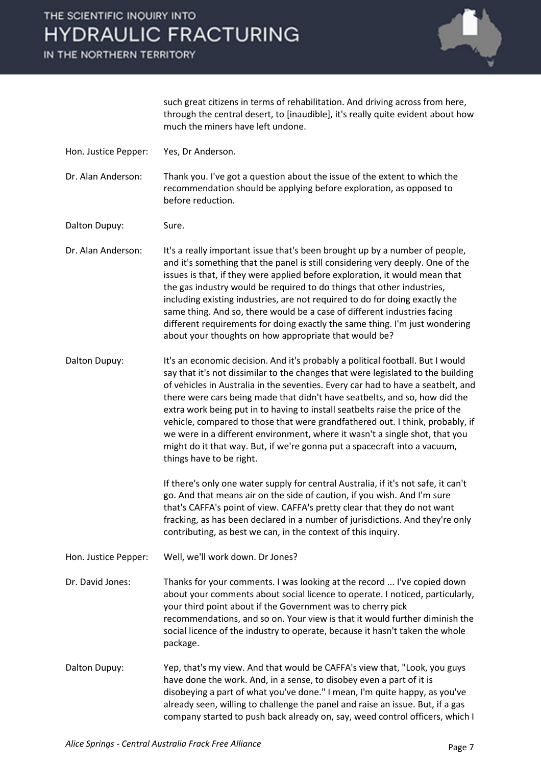such great citizens in terms of rehabilitation. And driving across from here, through the central desert, to [inaudible], it's really quite evident about how much the miners have left undone.

**Hon. Justice Pepper:** Yes, Dr Anderson.

**Dr. Alan Anderson:** Thank you. I've got a question about the issue of the extent to which the recommendation should be applying before exploration, as opposed to before reduction.

**Dalton Dupuy:** Sure.

**Dr. Alan Anderson:** It's a really important issue that's been brought up by a number of people, and it's something that the panel is still considering very deeply. One of the issues is that, if they were applied before exploration, it would mean that the gas industry would be required to do things that other industries, including existing industries, are not required to do for doing exactly the same thing. And so, there would be a case of different industries facing different requirements for doing exactly the same thing. I'm just wondering about your thoughts on how appropriate that would be?

**Dalton Dupuy:** It's an economic decision. And it's probably a political football. But I would say that it's not dissimilar to the changes that were legislated to the building of vehicles in Australia in the seventies. Every car had to have a seatbelt, and there were cars being made that didn't have seatbelts, and so, how did the extra work being put in to having to install seatbelts raise the price of the vehicle, compared to those that were grandfathered out. I think, probably, if we were in a different environment, where it wasn't a single shot, that you might do it that way. But, if we're gonna put a spacecraft into a vacuum, things have to be right.

If there's only one water supply for central Australia, if it's not safe, it can't go. And that means air on the side of caution, if you wish. And I'm sure that's CAFFA's point of view. CAFFA's pretty clear that they do not want fracking, as has been declared in a number of jurisdictions. And they're only contributing, as best we can, in the context of this inquiry.

**Hon. Justice Pepper:** Well, we'll work down. Dr Jones?

**Dr. David Jones:** Thanks for your comments. I was looking at the record ... I've copied down about your comments about social licence to operate. I noticed, particularly, your third point about if the Government was to cherry pick recommendations, and so on. Your view is that it would further diminish the social licence of the industry to operate, because it hasn't taken the whole package.

**Dalton Dupuy:** Yep, that's my view. And that would be CAFFA's view that, "Look, you guys have done the work. And, in a sense, to disobey even a part of it is disobeying a part of what you've done." I mean, I'm quite happy, as you've already seen, willing to challenge the panel and raise an issue. But, if a gas company started to push back already on, say, weed control officers, which I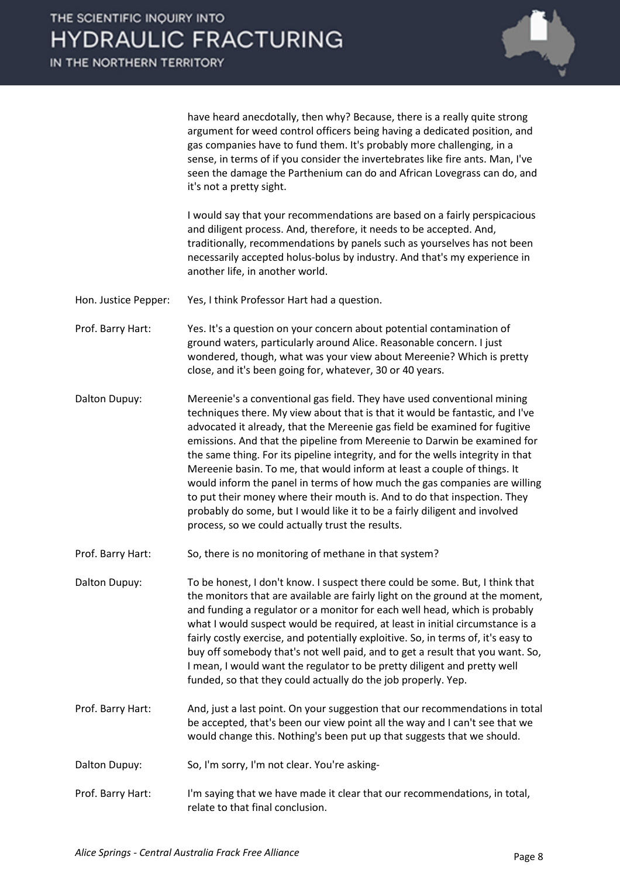have heard anecdotally, then why? Because, there is a really quite strong argument for weed control officers being having a dedicated position, and gas companies have to fund them. It's probably more challenging, in a sense, in terms of if you consider the invertebrates like fire ants. Man, I've seen the damage the Parthenium can do and African Lovegrass can do, and it's not a pretty sight.

I would say that your recommendations are based on a fairly perspicacious and diligent process. And, therefore, it needs to be accepted. And, traditionally, recommendations by panels such as yourselves has not been necessarily accepted holus-bolus by industry. And that's my experience in another life, in another world.

**Hon. Justice Pepper:** Yes, I think Professor Hart had a question.

**Prof. Barry Hart:** Yes. It's a question on your concern about potential contamination of ground waters, particularly around Alice. Reasonable concern. I just wondered, though, what was your view about Mereenie? Which is pretty close, and it's been going for, whatever, 30 or 40 years.

**Dalton Dupuy:** Mereenie's a conventional gas field. They have used conventional mining techniques there. My view about that is that it would be fantastic, and I've advocated it already, that the Mereenie gas field be examined for fugitive emissions. And that the pipeline from Mereenie to Darwin be examined for the same thing. For its pipeline integrity, and for the wells integrity in that Mereenie basin. To me, that would inform at least a couple of things. It would inform the panel in terms of how much the gas companies are willing to put their money where their mouth is. And to do that inspection. They probably do some, but I would like it to be a fairly diligent and involved process, so we could actually trust the results.

**Prof. Barry Hart:** So, there is no monitoring of methane in that system?

**Dalton Dupuy:** To be honest, I don't know. I suspect there could be some. But, I think that the monitors that are available are fairly light on the ground at the moment, and funding a regulator or a monitor for each well head, which is probably what I would suspect would be required, at least in initial circumstance is a fairly costly exercise, and potentially exploitive. So, in terms of, it's easy to buy off somebody that's not well paid, and to get a result that you want. So, I mean, I would want the regulator to be pretty diligent and pretty well funded, so that they could actually do the job properly. Yep.

**Prof. Barry Hart:** And, just a last point. On your suggestion that our recommendations in total be accepted, that's been our view point all the way and I can't see that we would change this. Nothing's been put up that suggests that we should.

**Dalton Dupuy:** So, I'm sorry, I'm not clear. You're asking-

**Prof. Barry Hart:** I'm saying that we have made it clear that our recommendations, in total, relate to that final conclusion.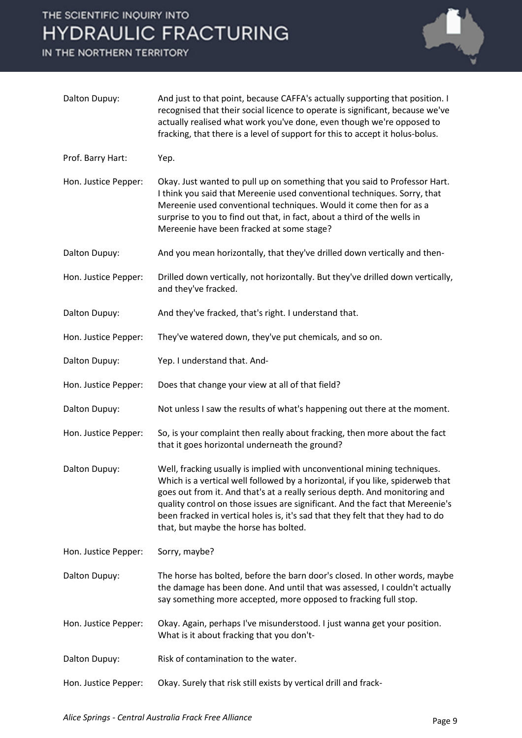| | |
|---|---|
| Dalton Dupuy: | And just to that point, because CAFFA's actually supporting that position. I recognised that their social licence to operate is significant, because we've actually realised what work you've done, even though we're opposed to fracking, that there is a level of support for this to accept it holus-bolus. |
| Prof. Barry Hart: | Yep. |
| Hon. Justice Pepper: | Okay. Just wanted to pull up on something that you said to Professor Hart. I think you said that Mereenie used conventional techniques. Sorry, that Mereenie used conventional techniques. Would it come then for as a surprise to you to find out that, in fact, about a third of the wells in Mereenie have been fracked at some stage? |
| Dalton Dupuy: | And you mean horizontally, that they've drilled down vertically and then- |
| Hon. Justice Pepper: | Drilled down vertically, not horizontally. But they've drilled down vertically, and they've fracked. |
| Dalton Dupuy: | And they've fracked, that's right. I understand that. |
| Hon. Justice Pepper: | They've watered down, they've put chemicals, and so on. |
| Dalton Dupuy: | Yep. I understand that. And- |
| Hon. Justice Pepper: | Does that change your view at all of that field? |
| Dalton Dupuy: | Not unless I saw the results of what's happening out there at the moment. |
| Hon. Justice Pepper: | So, is your complaint then really about fracking, then more about the fact that it goes horizontal underneath the ground? |
| Dalton Dupuy: | Well, fracking usually is implied with unconventional mining techniques. Which is a vertical well followed by a horizontal, if you like, spiderweb that goes out from it. And that's at a really serious depth. And monitoring and quality control on those issues are significant. And the fact that Mereenie's been fracked in vertical holes is, it's sad that they felt that they had to do that, but maybe the horse has bolted. |
| Hon. Justice Pepper: | Sorry, maybe? |
| Dalton Dupuy: | The horse has bolted, before the barn door's closed. In other words, maybe the damage has been done. And until that was assessed, I couldn't actually say something more accepted, more opposed to fracking full stop. |
| Hon. Justice Pepper: | Okay. Again, perhaps I've misunderstood. I just wanna get your position. What is it about fracking that you don't- |
| Dalton Dupuy: | Risk of contamination to the water. |
| Hon. Justice Pepper: | Okay. Surely that risk still exists by vertical drill and frack- |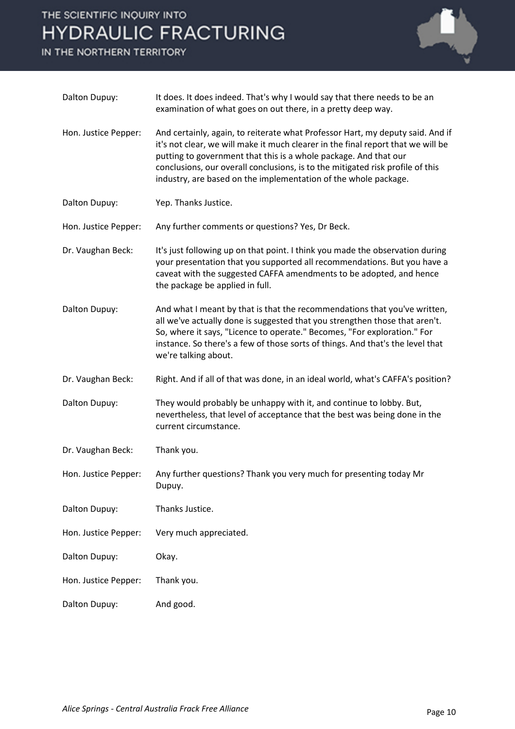Dalton Dupuy: It does. It does indeed. That's why I would say that there needs to be an examination of what goes on out there, in a pretty deep way.

Hon. Justice Pepper: And certainly, again, to reiterate what Professor Hart, my deputy said. And if it's not clear, we will make it much clearer in the final report that we will be putting to government that this is a whole package. And that our conclusions, our overall conclusions, is to the mitigated risk profile of this industry, are based on the implementation of the whole package.

Dalton Dupuy: Yep. Thanks Justice.

Hon. Justice Pepper: Any further comments or questions? Yes, Dr Beck.

Dr. Vaughan Beck: It's just following up on that point. I think you made the observation during your presentation that you supported all recommendations. But you have a caveat with the suggested CAFFA amendments to be adopted, and hence the package be applied in full.

Dalton Dupuy: And what I meant by that is that the recommendations that you've written, all we've actually done is suggested that you strengthen those that aren't. So, where it says, "Licence to operate." Becomes, "For exploration." For instance. So there's a few of those sorts of things. And that's the level that we're talking about.

Dr. Vaughan Beck: Right. And if all of that was done, in an ideal world, what's CAFFA's position?

Dalton Dupuy: They would probably be unhappy with it, and continue to lobby. But, nevertheless, that level of acceptance that the best was being done in the current circumstance.

Dr. Vaughan Beck: Thank you.

Hon. Justice Pepper: Any further questions? Thank you very much for presenting today Mr Dupuy.

Dalton Dupuy: Thanks Justice.

Hon. Justice Pepper: Very much appreciated.

Dalton Dupuy: Okay.

Hon. Justice Pepper: Thank you.

Dalton Dupuy: And good.